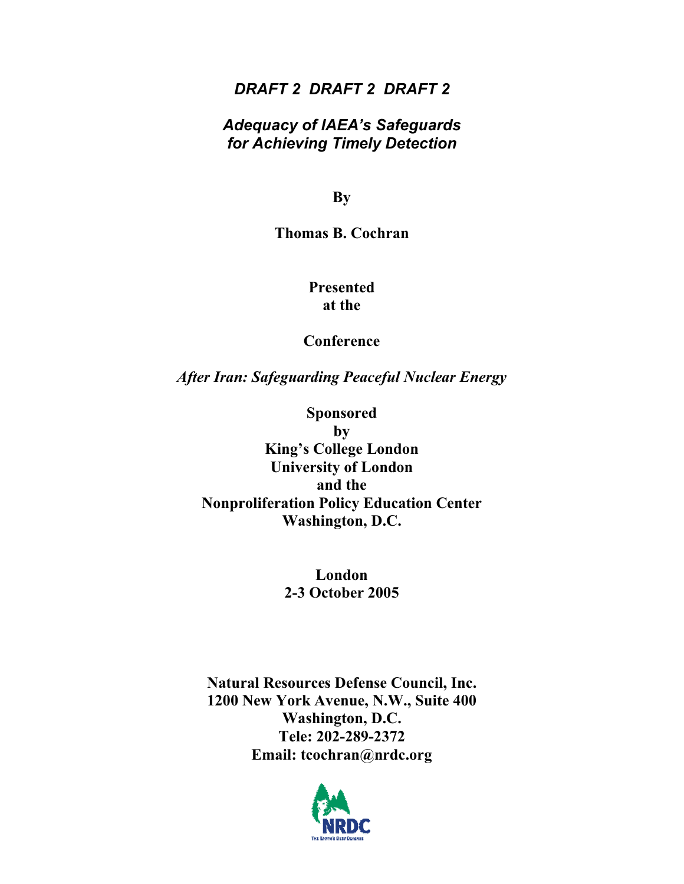*DRAFT 2 DRAFT 2 DRAFT 2*

# *Adequacy of IAEA's Safeguards for Achieving Timely Detection*

**By**

**Thomas B. Cochran**

**Presented at the**

**Conference**

***After Iran: Safeguarding Peaceful Nuclear Energy***

**Sponsored by**
**King's College London**
**University of London**
**and the**
**Nonproliferation Policy Education Center**
**Washington, D.C.**

**London**
**2-3 October 2005**

**Natural Resources Defense Council, Inc.**
**1200 New York Avenue, N.W., Suite 400**
**Washington, D.C.**
**Tele: 202-289-2372**
**Email: tcochran@nrdc.org**

NRDC
THE EARTH'S BEST DEFENSE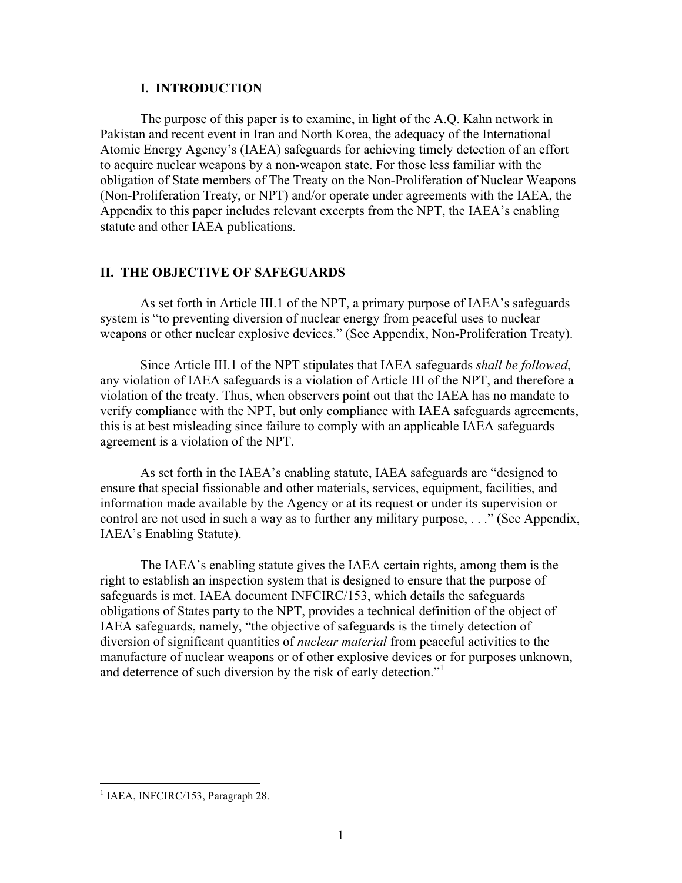## I. INTRODUCTION

The purpose of this paper is to examine, in light of the A.Q. Kahn network in Pakistan and recent event in Iran and North Korea, the adequacy of the International Atomic Energy Agency's (IAEA) safeguards for achieving timely detection of an effort to acquire nuclear weapons by a non-weapon state. For those less familiar with the obligation of State members of The Treaty on the Non-Proliferation of Nuclear Weapons (Non-Proliferation Treaty, or NPT) and/or operate under agreements with the IAEA, the Appendix to this paper includes relevant excerpts from the NPT, the IAEA's enabling statute and other IAEA publications.

## II. THE OBJECTIVE OF SAFEGUARDS

As set forth in Article III.1 of the NPT, a primary purpose of IAEA's safeguards system is "to preventing diversion of nuclear energy from peaceful uses to nuclear weapons or other nuclear explosive devices." (See Appendix, Non-Proliferation Treaty).

Since Article III.1 of the NPT stipulates that IAEA safeguards *shall be followed*, any violation of IAEA safeguards is a violation of Article III of the NPT, and therefore a violation of the treaty. Thus, when observers point out that the IAEA has no mandate to verify compliance with the NPT, but only compliance with IAEA safeguards agreements, this is at best misleading since failure to comply with an applicable IAEA safeguards agreement is a violation of the NPT.

As set forth in the IAEA's enabling statute, IAEA safeguards are "designed to ensure that special fissionable and other materials, services, equipment, facilities, and information made available by the Agency or at its request or under its supervision or control are not used in such a way as to further any military purpose, . . ." (See Appendix, IAEA's Enabling Statute).

The IAEA's enabling statute gives the IAEA certain rights, among them is the right to establish an inspection system that is designed to ensure that the purpose of safeguards is met. IAEA document INFCIRC/153, which details the safeguards obligations of States party to the NPT, provides a technical definition of the object of IAEA safeguards, namely, "the objective of safeguards is the timely detection of diversion of significant quantities of *nuclear material* from peaceful activities to the manufacture of nuclear weapons or of other explosive devices or for purposes unknown, and deterrence of such diversion by the risk of early detection."[1]

---

[1] IAEA, INFCIRC/153, Paragraph 28.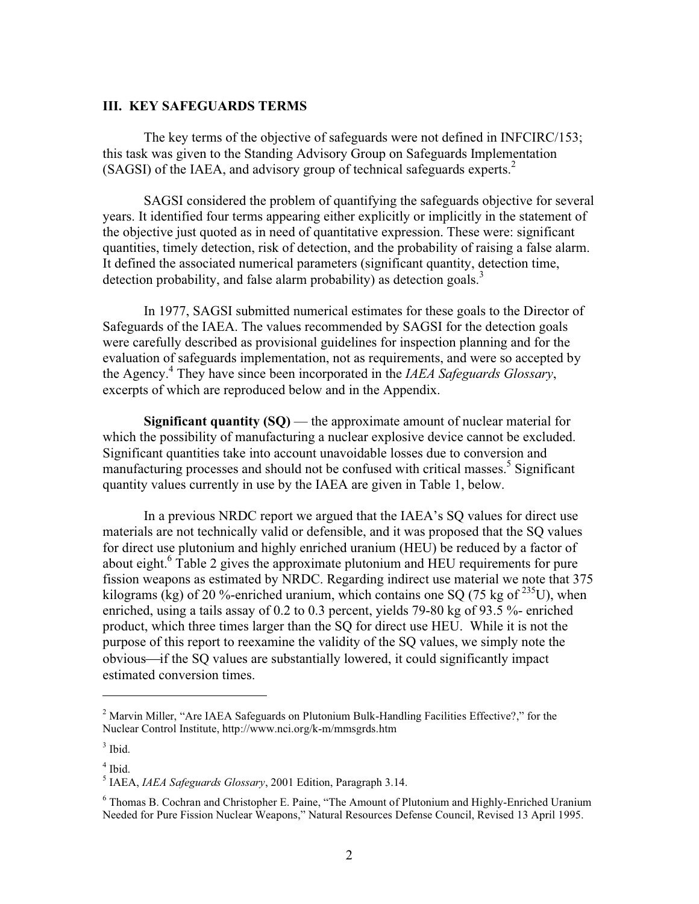## III. KEY SAFEGUARDS TERMS

The key terms of the objective of safeguards were not defined in INFCIRC/153; this task was given to the Standing Advisory Group on Safeguards Implementation (SAGSI) of the IAEA, and advisory group of technical safeguards experts.[2]

SAGSI considered the problem of quantifying the safeguards objective for several years. It identified four terms appearing either explicitly or implicitly in the statement of the objective just quoted as in need of quantitative expression. These were: significant quantities, timely detection, risk of detection, and the probability of raising a false alarm. It defined the associated numerical parameters (significant quantity, detection time, detection probability, and false alarm probability) as detection goals.[3]

In 1977, SAGSI submitted numerical estimates for these goals to the Director of Safeguards of the IAEA. The values recommended by SAGSI for the detection goals were carefully described as provisional guidelines for inspection planning and for the evaluation of safeguards implementation, not as requirements, and were so accepted by the Agency.[4] They have since been incorporated in the *IAEA Safeguards Glossary*, excerpts of which are reproduced below and in the Appendix.

**Significant quantity (SQ)** — the approximate amount of nuclear material for which the possibility of manufacturing a nuclear explosive device cannot be excluded. Significant quantities take into account unavoidable losses due to conversion and manufacturing processes and should not be confused with critical masses.[5] Significant quantity values currently in use by the IAEA are given in Table 1, below.

In a previous NRDC report we argued that the IAEA's SQ values for direct use materials are not technically valid or defensible, and it was proposed that the SQ values for direct use plutonium and highly enriched uranium (HEU) be reduced by a factor of about eight.[6] Table 2 gives the approximate plutonium and HEU requirements for pure fission weapons as estimated by NRDC. Regarding indirect use material we note that 375 kilograms (kg) of 20 %-enriched uranium, which contains one SQ (75 kg of $^{235}$U), when enriched, using a tails assay of 0.2 to 0.3 percent, yields 79-80 kg of 93.5 %- enriched product, which three times larger than the SQ for direct use HEU. While it is not the purpose of this report to reexamine the validity of the SQ values, we simply note the obvious—if the SQ values are substantially lowered, it could significantly impact estimated conversion times.

---

[2] Marvin Miller, "Are IAEA Safeguards on Plutonium Bulk-Handling Facilities Effective?," for the Nuclear Control Institute, http://www.nci.org/k-m/mmsgrds.htm

[3] Ibid.

[4] Ibid.

[5] IAEA, *IAEA Safeguards Glossary*, 2001 Edition, Paragraph 3.14.

[6] Thomas B. Cochran and Christopher E. Paine, "The Amount of Plutonium and Highly-Enriched Uranium Needed for Pure Fission Nuclear Weapons," Natural Resources Defense Council, Revised 13 April 1995.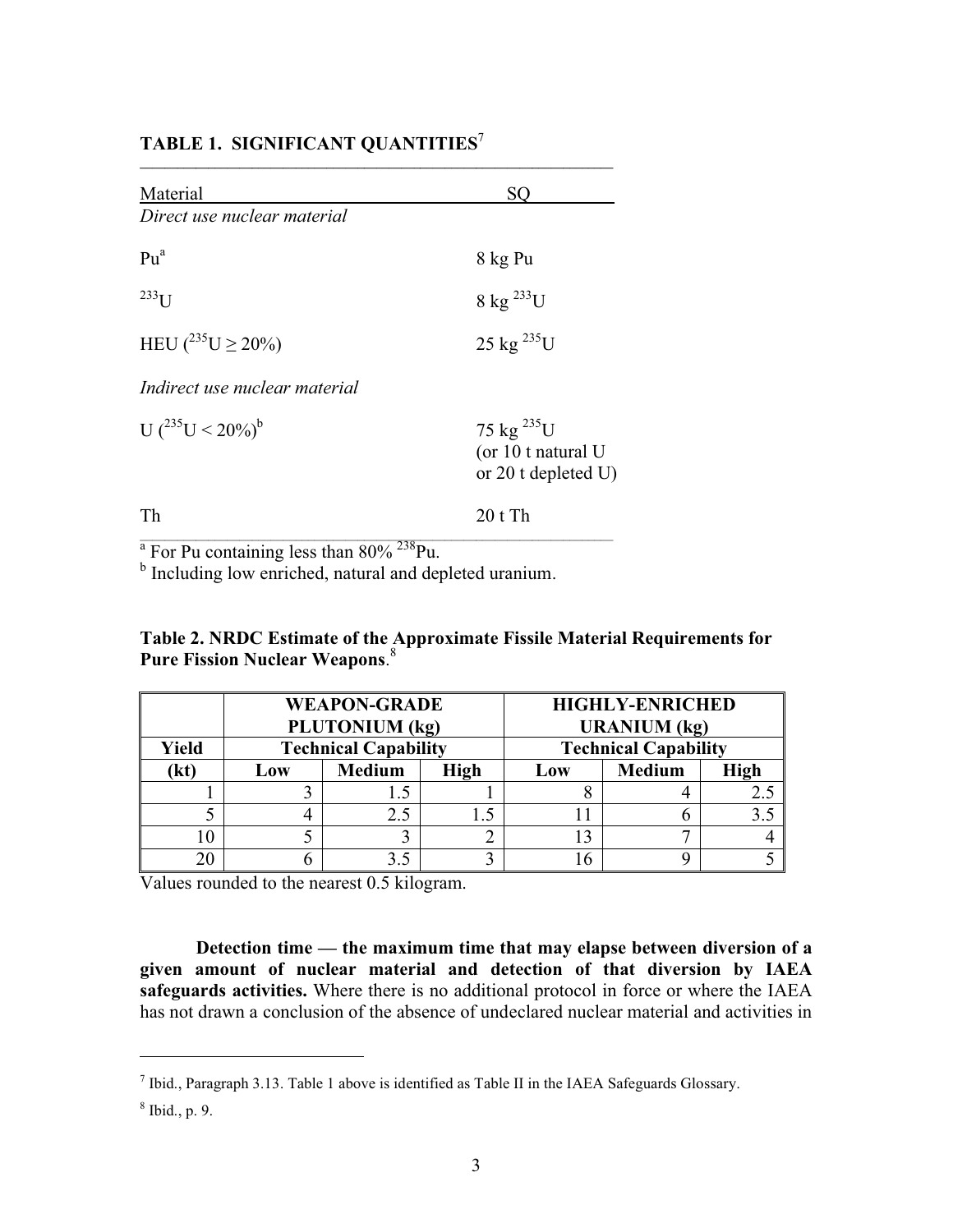**TABLE 1. SIGNIFICANT QUANTITIES**[7]

| Material | SQ |
|---|---|
| *Direct use nuclear material* | |
| Pu[a] | 8 kg Pu |
| $^{233}U$ | 8 kg $^{233}U$ |
| HEU ($^{235}U \geq 20\%$) | 25 kg $^{235}U$ |
| *Indirect use nuclear material* | |
| U ($^{235}U < 20\%$)[b] | 75 kg $^{235}U$ (or 10 t natural U or 20 t depleted U) |
| Th | 20 t Th |

[a] For Pu containing less than 80% $^{238}Pu$.

[b] Including low enriched, natural and depleted uranium.

**Table 2. NRDC Estimate of the Approximate Fissile Material Requirements for Pure Fission Nuclear Weapons**.[8]

| | **WEAPON-GRADE PLUTONIUM (kg)** | | | **HIGHLY-ENRICHED URANIUM (kg)** | | |
|---|---|---|---|---|---|---|
| **Yield** | **Technical Capability** | | | **Technical Capability** | | |
| **(kt)** | **Low** | **Medium** | **High** | **Low** | **Medium** | **High** |
| 1 | 3 | 1.5 | 1 | 8 | 4 | 2.5 |
| 5 | 4 | 2.5 | 1.5 | 11 | 6 | 3.5 |
| 10 | 5 | 3 | 2 | 13 | 7 | 4 |
| 20 | 6 | 3.5 | 3 | 16 | 9 | 5 |

Values rounded to the nearest 0.5 kilogram.

**Detection time — the maximum time that may elapse between diversion of a given amount of nuclear material and detection of that diversion by IAEA safeguards activities.** Where there is no additional protocol in force or where the IAEA has not drawn a conclusion of the absence of undeclared nuclear material and activities in

[7] Ibid., Paragraph 3.13. Table 1 above is identified as Table II in the IAEA Safeguards Glossary.

[8] Ibid., p. 9.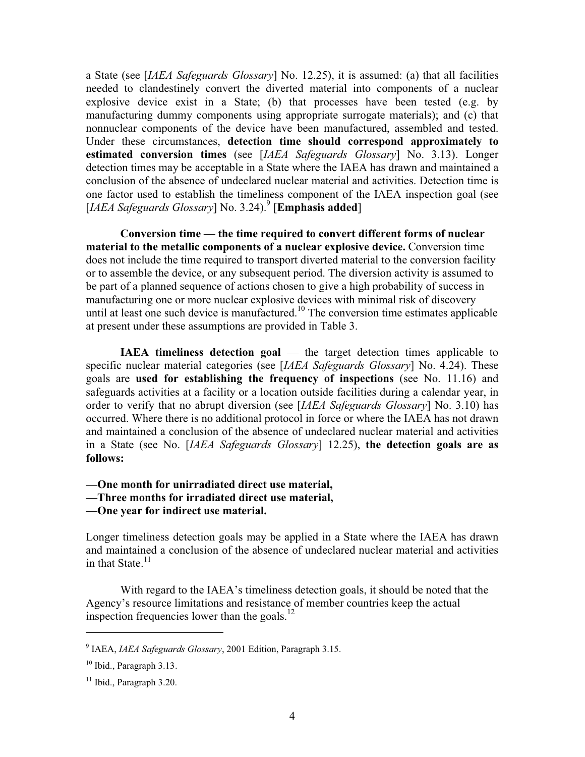a State (see [*IAEA Safeguards Glossary*] No. 12.25), it is assumed: (a) that all facilities needed to clandestinely convert the diverted material into components of a nuclear explosive device exist in a State; (b) that processes have been tested (e.g. by manufacturing dummy components using appropriate surrogate materials); and (c) that nonnuclear components of the device have been manufactured, assembled and tested. Under these circumstances, **detection time should correspond approximately to estimated conversion times** (see [*IAEA Safeguards Glossary*] No. 3.13). Longer detection times may be acceptable in a State where the IAEA has drawn and maintained a conclusion of the absence of undeclared nuclear material and activities. Detection time is one factor used to establish the timeliness component of the IAEA inspection goal (see [*IAEA Safeguards Glossary*] No. 3.24).[9] [**Emphasis added**]

**Conversion time — the time required to convert different forms of nuclear material to the metallic components of a nuclear explosive device.** Conversion time does not include the time required to transport diverted material to the conversion facility or to assemble the device, or any subsequent period. The diversion activity is assumed to be part of a planned sequence of actions chosen to give a high probability of success in manufacturing one or more nuclear explosive devices with minimal risk of discovery until at least one such device is manufactured.[10] The conversion time estimates applicable at present under these assumptions are provided in Table 3.

**IAEA timeliness detection goal** — the target detection times applicable to specific nuclear material categories (see [*IAEA Safeguards Glossary*] No. 4.24). These goals are **used for establishing the frequency of inspections** (see No. 11.16) and safeguards activities at a facility or a location outside facilities during a calendar year, in order to verify that no abrupt diversion (see [*IAEA Safeguards Glossary*] No. 3.10) has occurred. Where there is no additional protocol in force or where the IAEA has not drawn and maintained a conclusion of the absence of undeclared nuclear material and activities in a State (see No. [*IAEA Safeguards Glossary*] 12.25), **the detection goals are as follows:**

**—One month for unirradiated direct use material,**
**—Three months for irradiated direct use material,**
**—One year for indirect use material.**

Longer timeliness detection goals may be applied in a State where the IAEA has drawn and maintained a conclusion of the absence of undeclared nuclear material and activities in that State.[11]

With regard to the IAEA's timeliness detection goals, it should be noted that the Agency's resource limitations and resistance of member countries keep the actual inspection frequencies lower than the goals.[12]

---

[9] IAEA, *IAEA Safeguards Glossary*, 2001 Edition, Paragraph 3.15.

[10] Ibid., Paragraph 3.13.

[11] Ibid., Paragraph 3.20.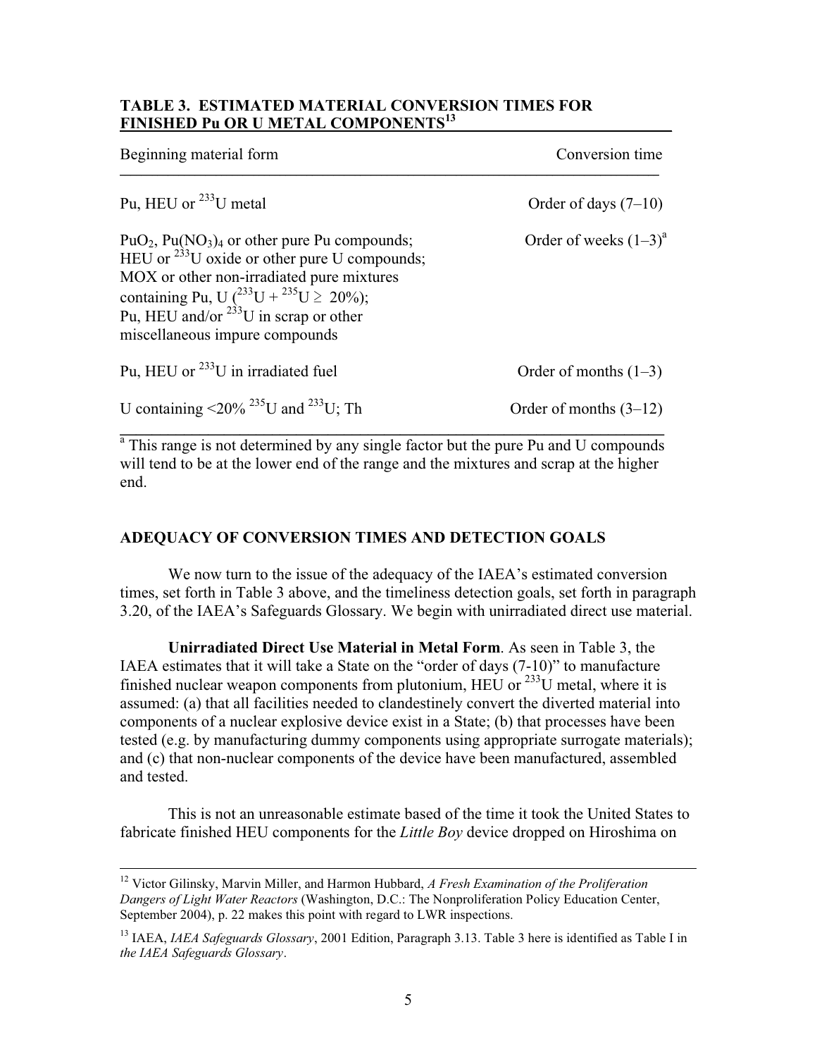**TABLE 3. ESTIMATED MATERIAL CONVERSION TIMES FOR FINISHED Pu OR U METAL COMPONENTS[13]**

| Beginning material form | Conversion time |
|---|---|
| Pu, HEU or $^{233}U$ metal | Order of days (7–10) |
| $PuO_2$, $Pu(NO_3)_4$ or other pure Pu compounds; HEU or $^{233}U$ oxide or other pure U compounds; MOX or other non-irradiated pure mixtures containing Pu, U ($^{233}U + ^{235}U \geq$ 20%); Pu, HEU and/or $^{233}U$ in scrap or other miscellaneous impure compounds | Order of weeks (1–3)[a] |
| Pu, HEU or $^{233}U$ in irradiated fuel | Order of months (1–3) |
| U containing <20% $^{235}U$ and $^{233}U$; Th | Order of months (3–12) |

[a] This range is not determined by any single factor but the pure Pu and U compounds will tend to be at the lower end of the range and the mixtures and scrap at the higher end.

## ADEQUACY OF CONVERSION TIMES AND DETECTION GOALS

We now turn to the issue of the adequacy of the IAEA's estimated conversion times, set forth in Table 3 above, and the timeliness detection goals, set forth in paragraph 3.20, of the IAEA's Safeguards Glossary. We begin with unirradiated direct use material.

**Unirradiated Direct Use Material in Metal Form**. As seen in Table 3, the IAEA estimates that it will take a State on the "order of days (7-10)" to manufacture finished nuclear weapon components from plutonium, HEU or $^{233}U$ metal, where it is assumed: (a) that all facilities needed to clandestinely convert the diverted material into components of a nuclear explosive device exist in a State; (b) that processes have been tested (e.g. by manufacturing dummy components using appropriate surrogate materials); and (c) that non-nuclear components of the device have been manufactured, assembled and tested.

This is not an unreasonable estimate based of the time it took the United States to fabricate finished HEU components for the *Little Boy* device dropped on Hiroshima on

[12] Victor Gilinsky, Marvin Miller, and Harmon Hubbard, *A Fresh Examination of the Proliferation Dangers of Light Water Reactors* (Washington, D.C.: The Nonproliferation Policy Education Center, September 2004), p. 22 makes this point with regard to LWR inspections.

[13] IAEA, *IAEA Safeguards Glossary*, 2001 Edition, Paragraph 3.13. Table 3 here is identified as Table I in *the IAEA Safeguards Glossary*.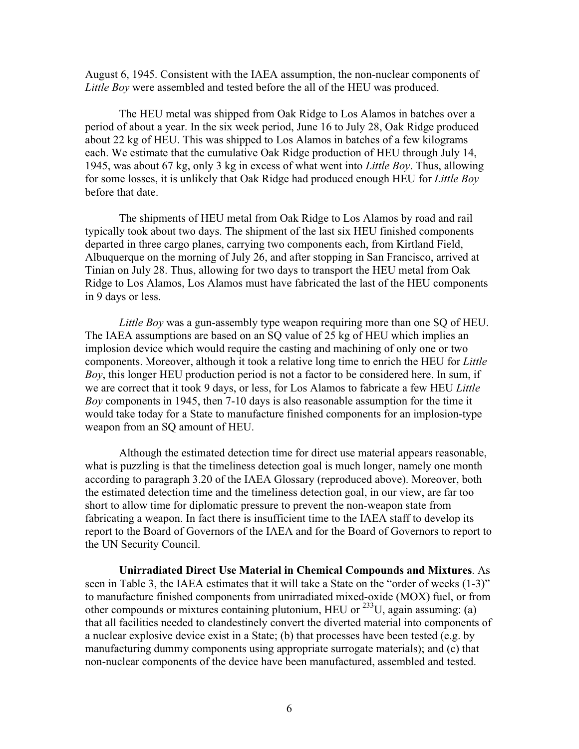August 6, 1945. Consistent with the IAEA assumption, the non-nuclear components of *Little Boy* were assembled and tested before the all of the HEU was produced.

The HEU metal was shipped from Oak Ridge to Los Alamos in batches over a period of about a year. In the six week period, June 16 to July 28, Oak Ridge produced about 22 kg of HEU. This was shipped to Los Alamos in batches of a few kilograms each. We estimate that the cumulative Oak Ridge production of HEU through July 14, 1945, was about 67 kg, only 3 kg in excess of what went into *Little Boy*. Thus, allowing for some losses, it is unlikely that Oak Ridge had produced enough HEU for *Little Boy* before that date.

The shipments of HEU metal from Oak Ridge to Los Alamos by road and rail typically took about two days. The shipment of the last six HEU finished components departed in three cargo planes, carrying two components each, from Kirtland Field, Albuquerque on the morning of July 26, and after stopping in San Francisco, arrived at Tinian on July 28. Thus, allowing for two days to transport the HEU metal from Oak Ridge to Los Alamos, Los Alamos must have fabricated the last of the HEU components in 9 days or less.

*Little Boy* was a gun-assembly type weapon requiring more than one SQ of HEU. The IAEA assumptions are based on an SQ value of 25 kg of HEU which implies an implosion device which would require the casting and machining of only one or two components. Moreover, although it took a relative long time to enrich the HEU for *Little Boy*, this longer HEU production period is not a factor to be considered here. In sum, if we are correct that it took 9 days, or less, for Los Alamos to fabricate a few HEU *Little Boy* components in 1945, then 7-10 days is also reasonable assumption for the time it would take today for a State to manufacture finished components for an implosion-type weapon from an SQ amount of HEU.

Although the estimated detection time for direct use material appears reasonable, what is puzzling is that the timeliness detection goal is much longer, namely one month according to paragraph 3.20 of the IAEA Glossary (reproduced above). Moreover, both the estimated detection time and the timeliness detection goal, in our view, are far too short to allow time for diplomatic pressure to prevent the non-weapon state from fabricating a weapon. In fact there is insufficient time to the IAEA staff to develop its report to the Board of Governors of the IAEA and for the Board of Governors to report to the UN Security Council.

**Unirradiated Direct Use Material in Chemical Compounds and Mixtures**. As seen in Table 3, the IAEA estimates that it will take a State on the "order of weeks (1-3)" to manufacture finished components from unirradiated mixed-oxide (MOX) fuel, or from other compounds or mixtures containing plutonium, HEU or $^{233}$U, again assuming: (a) that all facilities needed to clandestinely convert the diverted material into components of a nuclear explosive device exist in a State; (b) that processes have been tested (e.g. by manufacturing dummy components using appropriate surrogate materials); and (c) that non-nuclear components of the device have been manufactured, assembled and tested.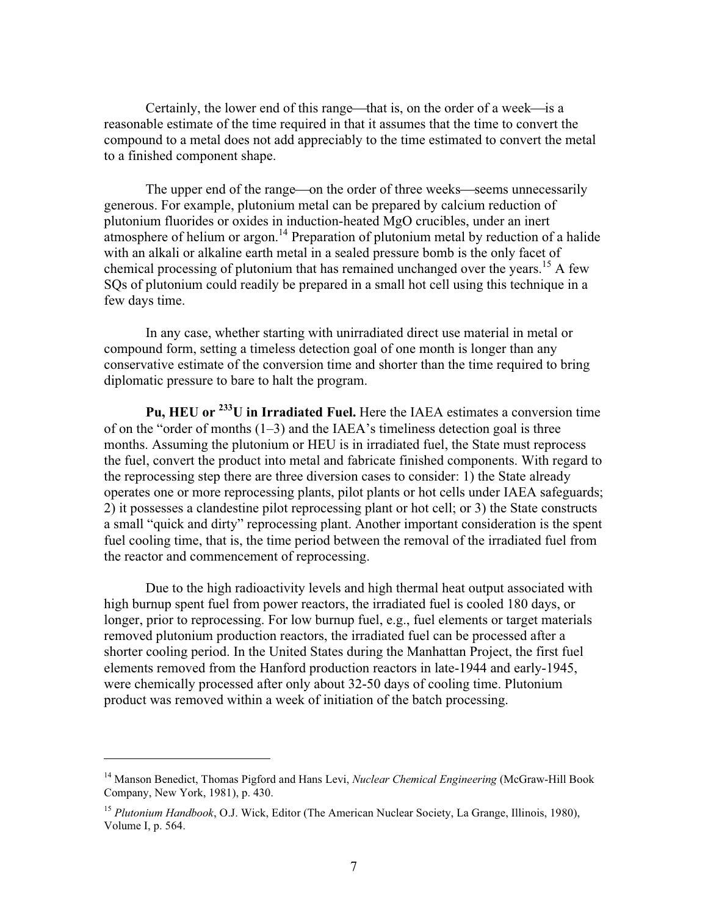Certainly, the lower end of this range—that is, on the order of a week—is a reasonable estimate of the time required in that it assumes that the time to convert the compound to a metal does not add appreciably to the time estimated to convert the metal to a finished component shape.

The upper end of the range—on the order of three weeks—seems unnecessarily generous. For example, plutonium metal can be prepared by calcium reduction of plutonium fluorides or oxides in induction-heated MgO crucibles, under an inert atmosphere of helium or argon.[14] Preparation of plutonium metal by reduction of a halide with an alkali or alkaline earth metal in a sealed pressure bomb is the only facet of chemical processing of plutonium that has remained unchanged over the years.[15] A few SQs of plutonium could readily be prepared in a small hot cell using this technique in a few days time.

In any case, whether starting with unirradiated direct use material in metal or compound form, setting a timeless detection goal of one month is longer than any conservative estimate of the conversion time and shorter than the time required to bring diplomatic pressure to bare to halt the program.

**Pu, HEU or $^{233}$U in Irradiated Fuel.** Here the IAEA estimates a conversion time of on the "order of months (1–3) and the IAEA's timeliness detection goal is three months. Assuming the plutonium or HEU is in irradiated fuel, the State must reprocess the fuel, convert the product into metal and fabricate finished components. With regard to the reprocessing step there are three diversion cases to consider: 1) the State already operates one or more reprocessing plants, pilot plants or hot cells under IAEA safeguards; 2) it possesses a clandestine pilot reprocessing plant or hot cell; or 3) the State constructs a small "quick and dirty" reprocessing plant. Another important consideration is the spent fuel cooling time, that is, the time period between the removal of the irradiated fuel from the reactor and commencement of reprocessing.

Due to the high radioactivity levels and high thermal heat output associated with high burnup spent fuel from power reactors, the irradiated fuel is cooled 180 days, or longer, prior to reprocessing. For low burnup fuel, e.g., fuel elements or target materials removed plutonium production reactors, the irradiated fuel can be processed after a shorter cooling period. In the United States during the Manhattan Project, the first fuel elements removed from the Hanford production reactors in late-1944 and early-1945, were chemically processed after only about 32-50 days of cooling time. Plutonium product was removed within a week of initiation of the batch processing.

---

[14] Manson Benedict, Thomas Pigford and Hans Levi, *Nuclear Chemical Engineering* (McGraw-Hill Book Company, New York, 1981), p. 430.

[15] *Plutonium Handbook*, O.J. Wick, Editor (The American Nuclear Society, La Grange, Illinois, 1980), Volume I, p. 564.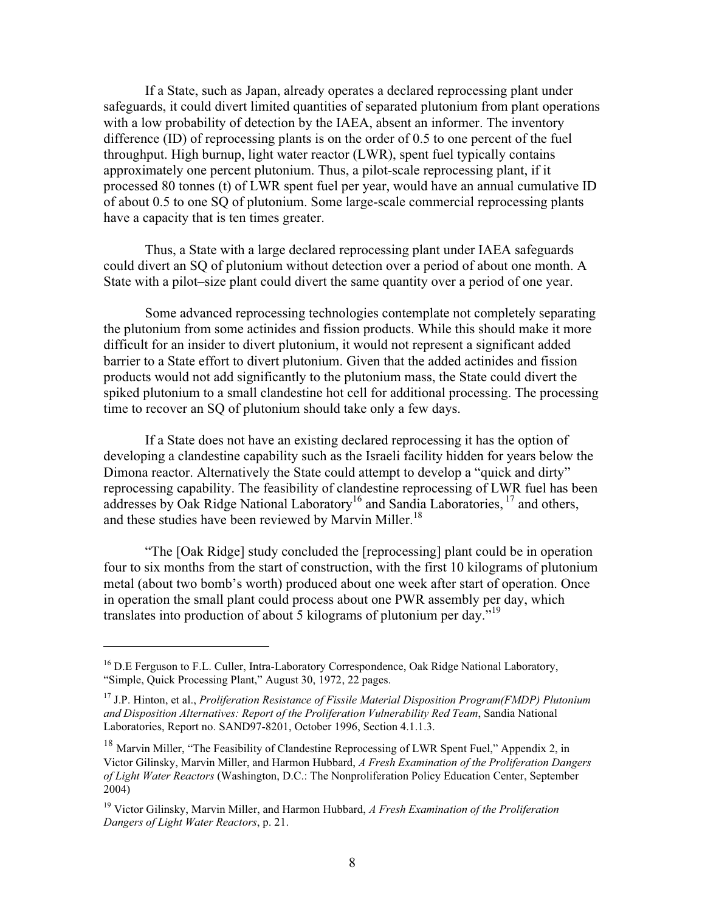If a State, such as Japan, already operates a declared reprocessing plant under safeguards, it could divert limited quantities of separated plutonium from plant operations with a low probability of detection by the IAEA, absent an informer. The inventory difference (ID) of reprocessing plants is on the order of 0.5 to one percent of the fuel throughput. High burnup, light water reactor (LWR), spent fuel typically contains approximately one percent plutonium. Thus, a pilot-scale reprocessing plant, if it processed 80 tonnes (t) of LWR spent fuel per year, would have an annual cumulative ID of about 0.5 to one SQ of plutonium. Some large-scale commercial reprocessing plants have a capacity that is ten times greater.

Thus, a State with a large declared reprocessing plant under IAEA safeguards could divert an SQ of plutonium without detection over a period of about one month. A State with a pilot–size plant could divert the same quantity over a period of one year.

Some advanced reprocessing technologies contemplate not completely separating the plutonium from some actinides and fission products. While this should make it more difficult for an insider to divert plutonium, it would not represent a significant added barrier to a State effort to divert plutonium. Given that the added actinides and fission products would not add significantly to the plutonium mass, the State could divert the spiked plutonium to a small clandestine hot cell for additional processing. The processing time to recover an SQ of plutonium should take only a few days.

If a State does not have an existing declared reprocessing it has the option of developing a clandestine capability such as the Israeli facility hidden for years below the Dimona reactor. Alternatively the State could attempt to develop a "quick and dirty" reprocessing capability. The feasibility of clandestine reprocessing of LWR fuel has been addresses by Oak Ridge National Laboratory[16] and Sandia Laboratories, [17] and others, and these studies have been reviewed by Marvin Miller.[18]

"The [Oak Ridge] study concluded the [reprocessing] plant could be in operation four to six months from the start of construction, with the first 10 kilograms of plutonium metal (about two bomb's worth) produced about one week after start of operation. Once in operation the small plant could process about one PWR assembly per day, which translates into production of about 5 kilograms of plutonium per day."[19]

---

[16] D.E Ferguson to F.L. Culler, Intra-Laboratory Correspondence, Oak Ridge National Laboratory, "Simple, Quick Processing Plant," August 30, 1972, 22 pages.

[17] J.P. Hinton, et al., *Proliferation Resistance of Fissile Material Disposition Program(FMDP) Plutonium and Disposition Alternatives: Report of the Proliferation Vulnerability Red Team*, Sandia National Laboratories, Report no. SAND97-8201, October 1996, Section 4.1.1.3.

[18] Marvin Miller, "The Feasibility of Clandestine Reprocessing of LWR Spent Fuel," Appendix 2, in Victor Gilinsky, Marvin Miller, and Harmon Hubbard, *A Fresh Examination of the Proliferation Dangers of Light Water Reactors* (Washington, D.C.: The Nonproliferation Policy Education Center, September 2004)

[19] Victor Gilinsky, Marvin Miller, and Harmon Hubbard, *A Fresh Examination of the Proliferation Dangers of Light Water Reactors*, p. 21.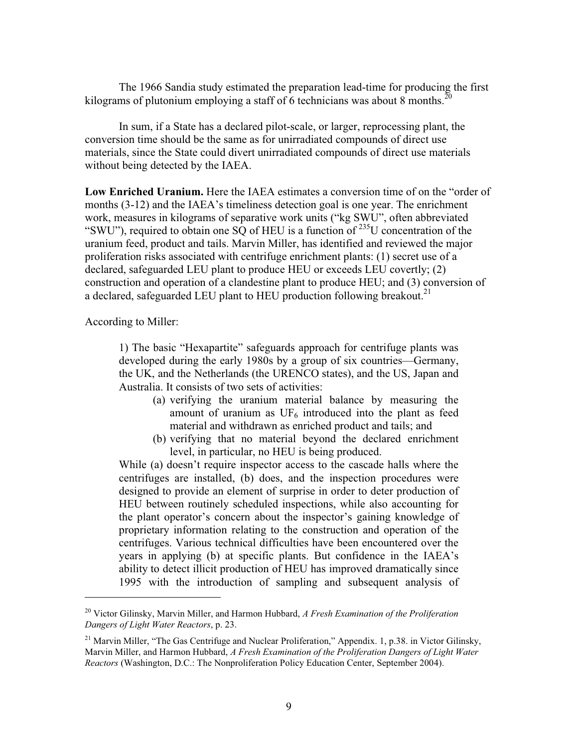The 1966 Sandia study estimated the preparation lead-time for producing the first kilograms of plutonium employing a staff of 6 technicians was about 8 months.[20]

In sum, if a State has a declared pilot-scale, or larger, reprocessing plant, the conversion time should be the same as for unirradiated compounds of direct use materials, since the State could divert unirradiated compounds of direct use materials without being detected by the IAEA.

**Low Enriched Uranium.** Here the IAEA estimates a conversion time of on the "order of months (3-12) and the IAEA's timeliness detection goal is one year. The enrichment work, measures in kilograms of separative work units ("kg SWU", often abbreviated "SWU"), required to obtain one SQ of HEU is a function of $^{235}$U concentration of the uranium feed, product and tails. Marvin Miller, has identified and reviewed the major proliferation risks associated with centrifuge enrichment plants: (1) secret use of a declared, safeguarded LEU plant to produce HEU or exceeds LEU covertly; (2) construction and operation of a clandestine plant to produce HEU; and (3) conversion of a declared, safeguarded LEU plant to HEU production following breakout.[21]

According to Miller:

> 1) The basic "Hexapartite" safeguards approach for centrifuge plants was developed during the early 1980s by a group of six countries—Germany, the UK, and the Netherlands (the URENCO states), and the US, Japan and Australia. It consists of two sets of activities:
>
> (a) verifying the uranium material balance by measuring the amount of uranium as $UF_6$ introduced into the plant as feed material and withdrawn as enriched product and tails; and
>
> (b) verifying that no material beyond the declared enrichment level, in particular, no HEU is being produced.
>
> While (a) doesn't require inspector access to the cascade halls where the centrifuges are installed, (b) does, and the inspection procedures were designed to provide an element of surprise in order to deter production of HEU between routinely scheduled inspections, while also accounting for the plant operator's concern about the inspector's gaining knowledge of proprietary information relating to the construction and operation of the centrifuges. Various technical difficulties have been encountered over the years in applying (b) at specific plants. But confidence in the IAEA's ability to detect illicit production of HEU has improved dramatically since 1995 with the introduction of sampling and subsequent analysis of

---

[20] Victor Gilinsky, Marvin Miller, and Harmon Hubbard, *A Fresh Examination of the Proliferation Dangers of Light Water Reactors*, p. 23.

[21] Marvin Miller, "The Gas Centrifuge and Nuclear Proliferation," Appendix. 1, p.38. in Victor Gilinsky, Marvin Miller, and Harmon Hubbard, *A Fresh Examination of the Proliferation Dangers of Light Water Reactors* (Washington, D.C.: The Nonproliferation Policy Education Center, September 2004).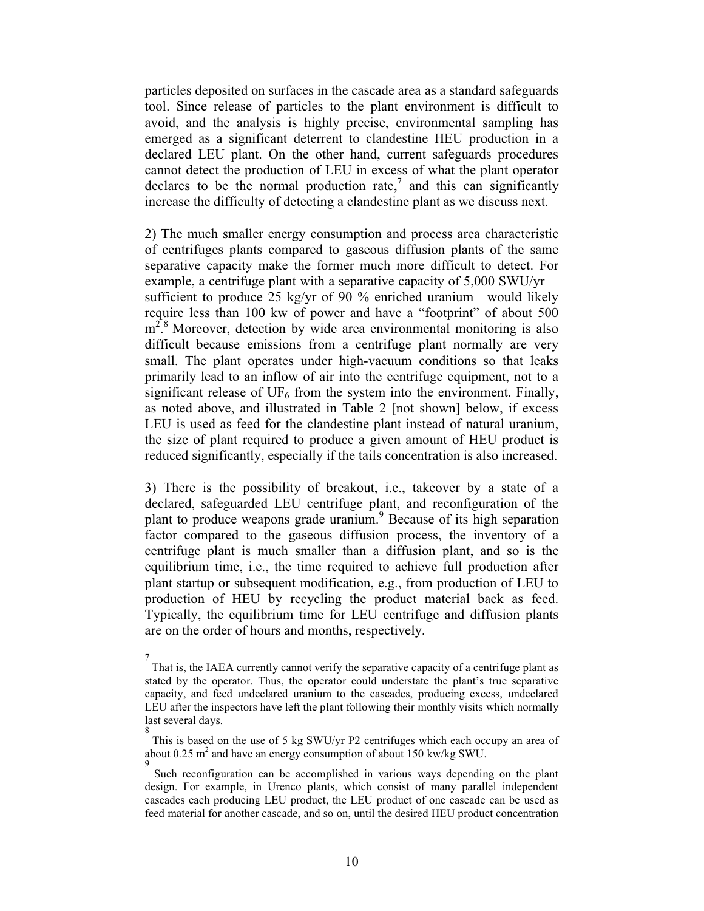particles deposited on surfaces in the cascade area as a standard safeguards tool. Since release of particles to the plant environment is difficult to avoid, and the analysis is highly precise, environmental sampling has emerged as a significant deterrent to clandestine HEU production in a declared LEU plant. On the other hand, current safeguards procedures cannot detect the production of LEU in excess of what the plant operator declares to be the normal production rate,[7] and this can significantly increase the difficulty of detecting a clandestine plant as we discuss next.

2) The much smaller energy consumption and process area characteristic of centrifuges plants compared to gaseous diffusion plants of the same separative capacity make the former much more difficult to detect. For example, a centrifuge plant with a separative capacity of 5,000 SWU/yr—sufficient to produce 25 kg/yr of 90 % enriched uranium—would likely require less than 100 kw of power and have a "footprint" of about 500 $m^2$.[8] Moreover, detection by wide area environmental monitoring is also difficult because emissions from a centrifuge plant normally are very small. The plant operates under high-vacuum conditions so that leaks primarily lead to an inflow of air into the centrifuge equipment, not to a significant release of $UF_6$ from the system into the environment. Finally, as noted above, and illustrated in Table 2 [not shown] below, if excess LEU is used as feed for the clandestine plant instead of natural uranium, the size of plant required to produce a given amount of HEU product is reduced significantly, especially if the tails concentration is also increased.

3) There is the possibility of breakout, i.e., takeover by a state of a declared, safeguarded LEU centrifuge plant, and reconfiguration of the plant to produce weapons grade uranium.[9] Because of its high separation factor compared to the gaseous diffusion process, the inventory of a centrifuge plant is much smaller than a diffusion plant, and so is the equilibrium time, i.e., the time required to achieve full production after plant startup or subsequent modification, e.g., from production of LEU to production of HEU by recycling the product material back as feed. Typically, the equilibrium time for LEU centrifuge and diffusion plants are on the order of hours and months, respectively.

---

[7] That is, the IAEA currently cannot verify the separative capacity of a centrifuge plant as stated by the operator. Thus, the operator could understate the plant's true separative capacity, and feed undeclared uranium to the cascades, producing excess, undeclared LEU after the inspectors have left the plant following their monthly visits which normally last several days.

[8] This is based on the use of 5 kg SWU/yr P2 centrifuges which each occupy an area of about 0.25 $m^2$ and have an energy consumption of about 150 kw/kg SWU.

[9] Such reconfiguration can be accomplished in various ways depending on the plant design. For example, in Urenco plants, which consist of many parallel independent cascades each producing LEU product, the LEU product of one cascade can be used as feed material for another cascade, and so on, until the desired HEU product concentration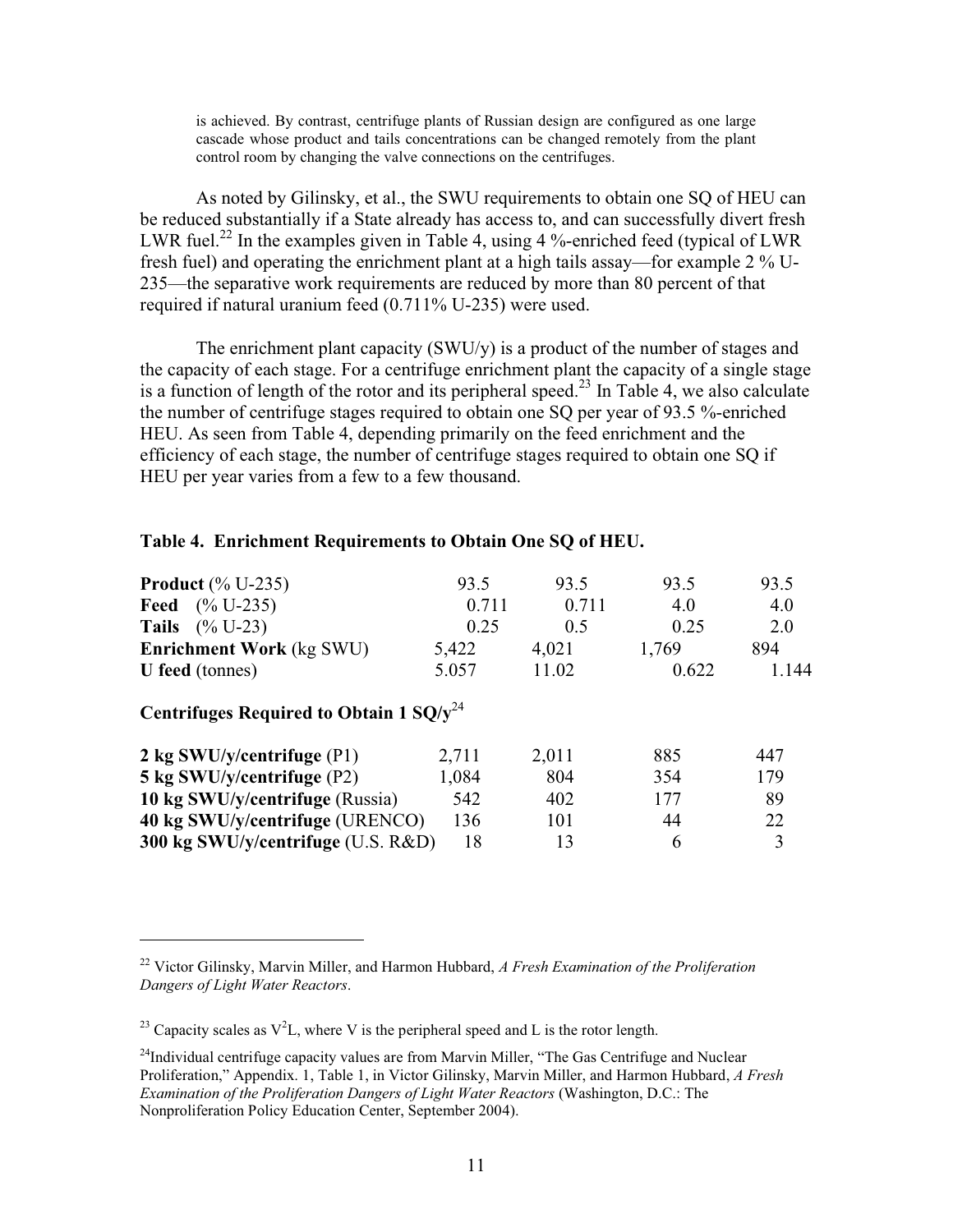is achieved. By contrast, centrifuge plants of Russian design are configured as one large cascade whose product and tails concentrations can be changed remotely from the plant control room by changing the valve connections on the centrifuges.

As noted by Gilinsky, et al., the SWU requirements to obtain one SQ of HEU can be reduced substantially if a State already has access to, and can successfully divert fresh LWR fuel.[22] In the examples given in Table 4, using 4 %-enriched feed (typical of LWR fresh fuel) and operating the enrichment plant at a high tails assay—for example 2 % U-235—the separative work requirements are reduced by more than 80 percent of that required if natural uranium feed (0.711% U-235) were used.

The enrichment plant capacity (SWU/y) is a product of the number of stages and the capacity of each stage. For a centrifuge enrichment plant the capacity of a single stage is a function of length of the rotor and its peripheral speed.[23] In Table 4, we also calculate the number of centrifuge stages required to obtain one SQ per year of 93.5 %-enriched HEU. As seen from Table 4, depending primarily on the feed enrichment and the efficiency of each stage, the number of centrifuge stages required to obtain one SQ if HEU per year varies from a few to a few thousand.

**Table 4. Enrichment Requirements to Obtain One SQ of HEU.**

| | | | | |
|---|---|---|---|---|
| **Product** (% U-235) | 93.5 | 93.5 | 93.5 | 93.5 |
| **Feed** (% U-235) | 0.711 | 0.711 | 4.0 | 4.0 |
| **Tails** (% U-23) | 0.25 | 0.5 | 0.25 | 2.0 |
| **Enrichment Work** (kg SWU) | 5,422 | 4,021 | 1,769 | 894 |
| **U feed** (tonnes) | 5.057 | 11.02 | 0.622 | 1.144 |
| **Centrifuges Required to Obtain 1 SQ/y**[24] | | | | |
| **2 kg SWU/y/centrifuge** (P1) | 2,711 | 2,011 | 885 | 447 |
| **5 kg SWU/y/centrifuge** (P2) | 1,084 | 804 | 354 | 179 |
| **10 kg SWU/y/centrifuge** (Russia) | 542 | 402 | 177 | 89 |
| **40 kg SWU/y/centrifuge** (URENCO) | 136 | 101 | 44 | 22 |
| **300 kg SWU/y/centrifuge** (U.S. R&D) | 18 | 13 | 6 | 3 |

---

[22] Victor Gilinsky, Marvin Miller, and Harmon Hubbard, *A Fresh Examination of the Proliferation Dangers of Light Water Reactors*.

[23] Capacity scales as $V^2L$, where V is the peripheral speed and L is the rotor length.

[24] Individual centrifuge capacity values are from Marvin Miller, "The Gas Centrifuge and Nuclear Proliferation," Appendix. 1, Table 1, in Victor Gilinsky, Marvin Miller, and Harmon Hubbard, *A Fresh Examination of the Proliferation Dangers of Light Water Reactors* (Washington, D.C.: The Nonproliferation Policy Education Center, September 2004).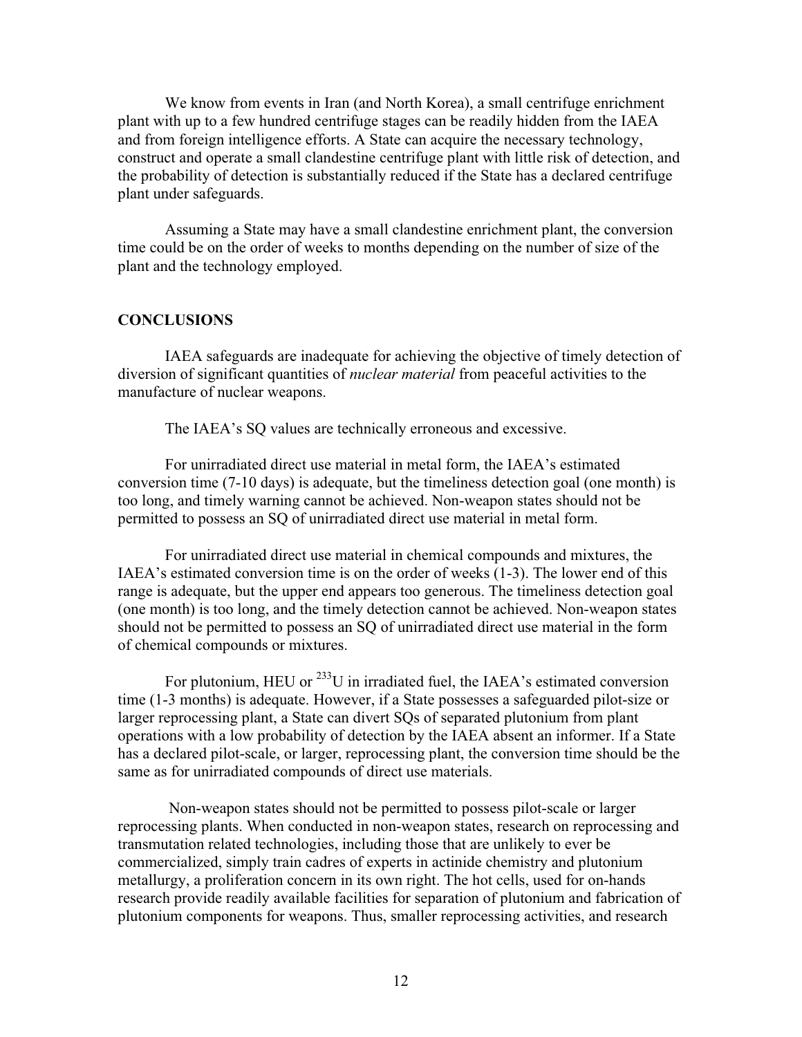We know from events in Iran (and North Korea), a small centrifuge enrichment plant with up to a few hundred centrifuge stages can be readily hidden from the IAEA and from foreign intelligence efforts. A State can acquire the necessary technology, construct and operate a small clandestine centrifuge plant with little risk of detection, and the probability of detection is substantially reduced if the State has a declared centrifuge plant under safeguards.

Assuming a State may have a small clandestine enrichment plant, the conversion time could be on the order of weeks to months depending on the number of size of the plant and the technology employed.

## CONCLUSIONS

IAEA safeguards are inadequate for achieving the objective of timely detection of diversion of significant quantities of *nuclear material* from peaceful activities to the manufacture of nuclear weapons.

The IAEA's SQ values are technically erroneous and excessive.

For unirradiated direct use material in metal form, the IAEA's estimated conversion time (7-10 days) is adequate, but the timeliness detection goal (one month) is too long, and timely warning cannot be achieved. Non-weapon states should not be permitted to possess an SQ of unirradiated direct use material in metal form.

For unirradiated direct use material in chemical compounds and mixtures, the IAEA's estimated conversion time is on the order of weeks (1-3). The lower end of this range is adequate, but the upper end appears too generous. The timeliness detection goal (one month) is too long, and the timely detection cannot be achieved. Non-weapon states should not be permitted to possess an SQ of unirradiated direct use material in the form of chemical compounds or mixtures.

For plutonium, HEU or $^{233}$U in irradiated fuel, the IAEA's estimated conversion time (1-3 months) is adequate. However, if a State possesses a safeguarded pilot-size or larger reprocessing plant, a State can divert SQs of separated plutonium from plant operations with a low probability of detection by the IAEA absent an informer. If a State has a declared pilot-scale, or larger, reprocessing plant, the conversion time should be the same as for unirradiated compounds of direct use materials.

Non-weapon states should not be permitted to possess pilot-scale or larger reprocessing plants. When conducted in non-weapon states, research on reprocessing and transmutation related technologies, including those that are unlikely to ever be commercialized, simply train cadres of experts in actinide chemistry and plutonium metallurgy, a proliferation concern in its own right. The hot cells, used for on-hands research provide readily available facilities for separation of plutonium and fabrication of plutonium components for weapons. Thus, smaller reprocessing activities, and research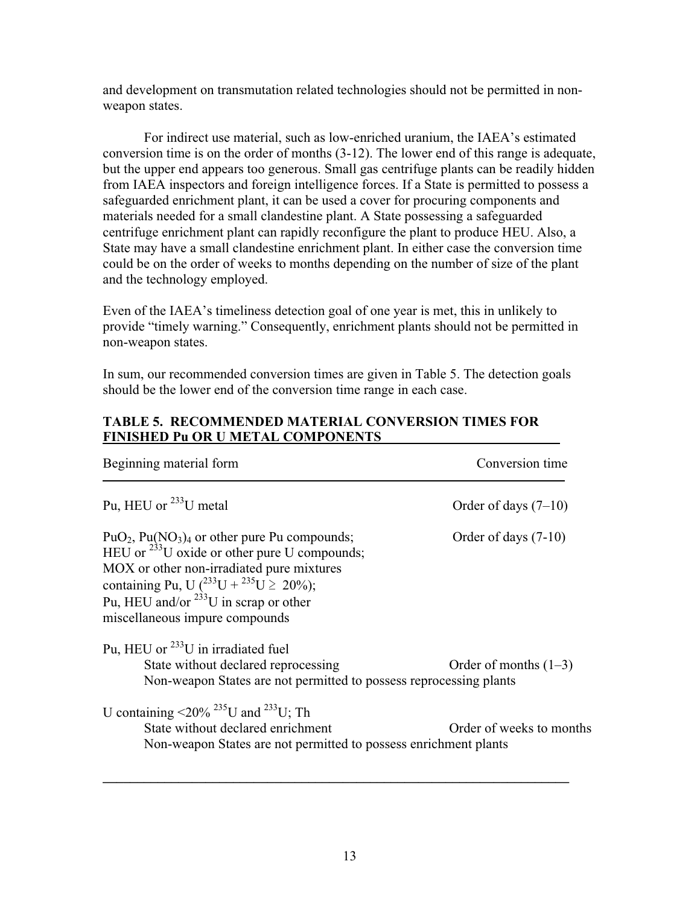and development on transmutation related technologies should not be permitted in non-weapon states.

For indirect use material, such as low-enriched uranium, the IAEA's estimated conversion time is on the order of months (3-12). The lower end of this range is adequate, but the upper end appears too generous. Small gas centrifuge plants can be readily hidden from IAEA inspectors and foreign intelligence forces. If a State is permitted to possess a safeguarded enrichment plant, it can be used a cover for procuring components and materials needed for a small clandestine plant. A State possessing a safeguarded centrifuge enrichment plant can rapidly reconfigure the plant to produce HEU. Also, a State may have a small clandestine enrichment plant. In either case the conversion time could be on the order of weeks to months depending on the number of size of the plant and the technology employed.

Even of the IAEA's timeliness detection goal of one year is met, this in unlikely to provide "timely warning." Consequently, enrichment plants should not be permitted in non-weapon states.

In sum, our recommended conversion times are given in Table 5. The detection goals should be the lower end of the conversion time range in each case.

**TABLE 5. RECOMMENDED MATERIAL CONVERSION TIMES FOR FINISHED Pu OR U METAL COMPONENTS**

| Beginning material form | Conversion time |
|---|---|
| Pu, HEU or $^{233}U$ metal | Order of days (7–10) |
| $PuO_2$, $Pu(NO_3)_4$ or other pure Pu compounds; HEU or $^{233}U$ oxide or other pure U compounds; MOX or other non-irradiated pure mixtures containing Pu, U ($^{233}U + ^{235}U \geq 20\%$); Pu, HEU and/or $^{233}U$ in scrap or other miscellaneous impure compounds | Order of days (7-10) |
| Pu, HEU or $^{233}U$ in irradiated fuel | |
| State without declared reprocessing | Order of months (1–3) |
| Non-weapon States are not permitted to possess reprocessing plants | |
| U containing <20% $^{235}U$ and $^{233}U$; Th | |
| State without declared enrichment | Order of weeks to months |
| Non-weapon States are not permitted to possess enrichment plants | |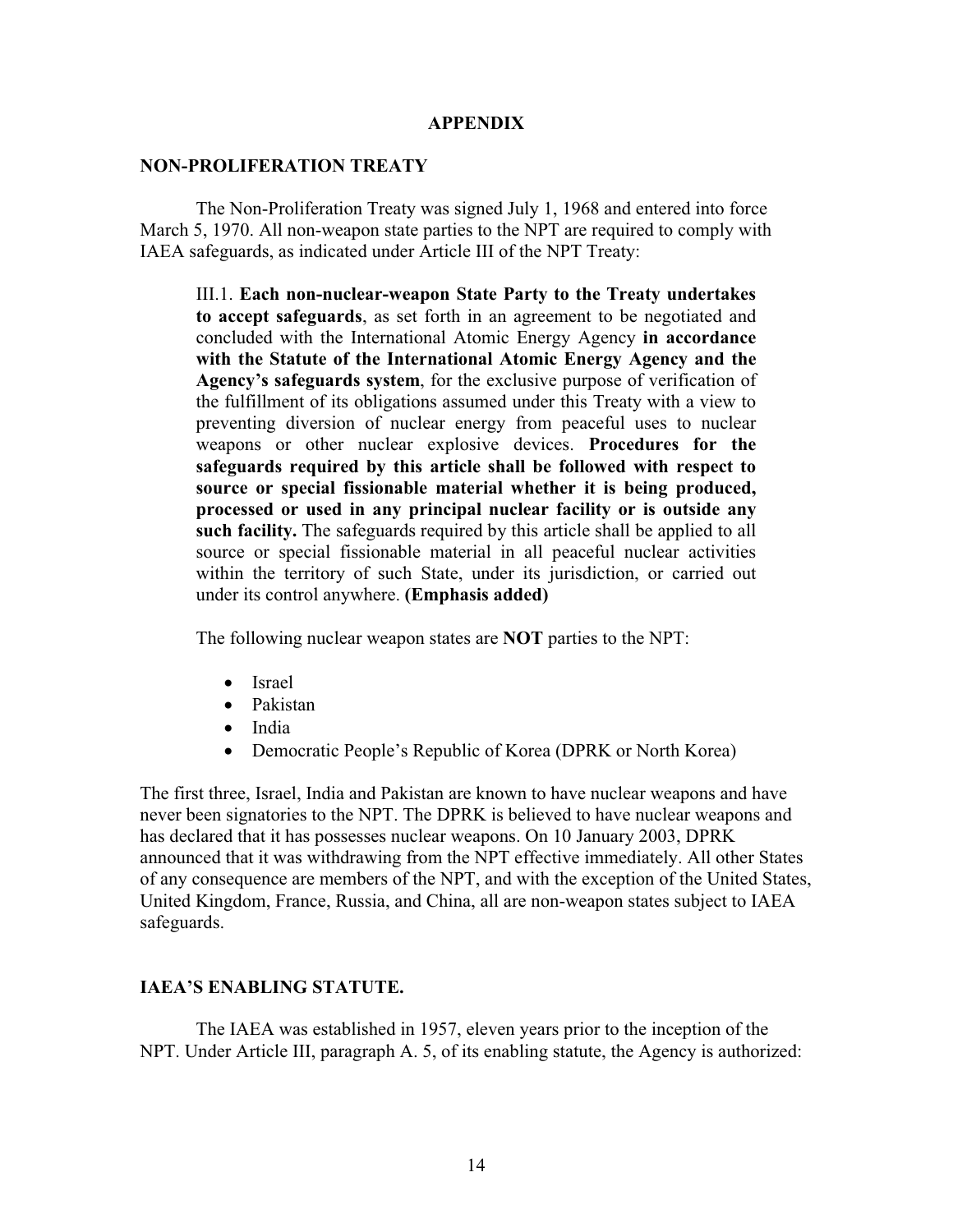# APPENDIX

## NON-PROLIFERATION TREATY

The Non-Proliferation Treaty was signed July 1, 1968 and entered into force March 5, 1970. All non-weapon state parties to the NPT are required to comply with IAEA safeguards, as indicated under Article III of the NPT Treaty:

> III.1. **Each non-nuclear-weapon State Party to the Treaty undertakes to accept safeguards**, as set forth in an agreement to be negotiated and concluded with the International Atomic Energy Agency **in accordance with the Statute of the International Atomic Energy Agency and the Agency's safeguards system**, for the exclusive purpose of verification of the fulfillment of its obligations assumed under this Treaty with a view to preventing diversion of nuclear energy from peaceful uses to nuclear weapons or other nuclear explosive devices. **Procedures for the safeguards required by this article shall be followed with respect to source or special fissionable material whether it is being produced, processed or used in any principal nuclear facility or is outside any such facility.** The safeguards required by this article shall be applied to all source or special fissionable material in all peaceful nuclear activities within the territory of such State, under its jurisdiction, or carried out under its control anywhere. **(Emphasis added)**

The following nuclear weapon states are **NOT** parties to the NPT:

- Israel
- Pakistan
- India
- Democratic People's Republic of Korea (DPRK or North Korea)

The first three, Israel, India and Pakistan are known to have nuclear weapons and have never been signatories to the NPT. The DPRK is believed to have nuclear weapons and has declared that it has possesses nuclear weapons. On 10 January 2003, DPRK announced that it was withdrawing from the NPT effective immediately. All other States of any consequence are members of the NPT, and with the exception of the United States, United Kingdom, France, Russia, and China, all are non-weapon states subject to IAEA safeguards.

## IAEA'S ENABLING STATUTE.

The IAEA was established in 1957, eleven years prior to the inception of the NPT. Under Article III, paragraph A. 5, of its enabling statute, the Agency is authorized: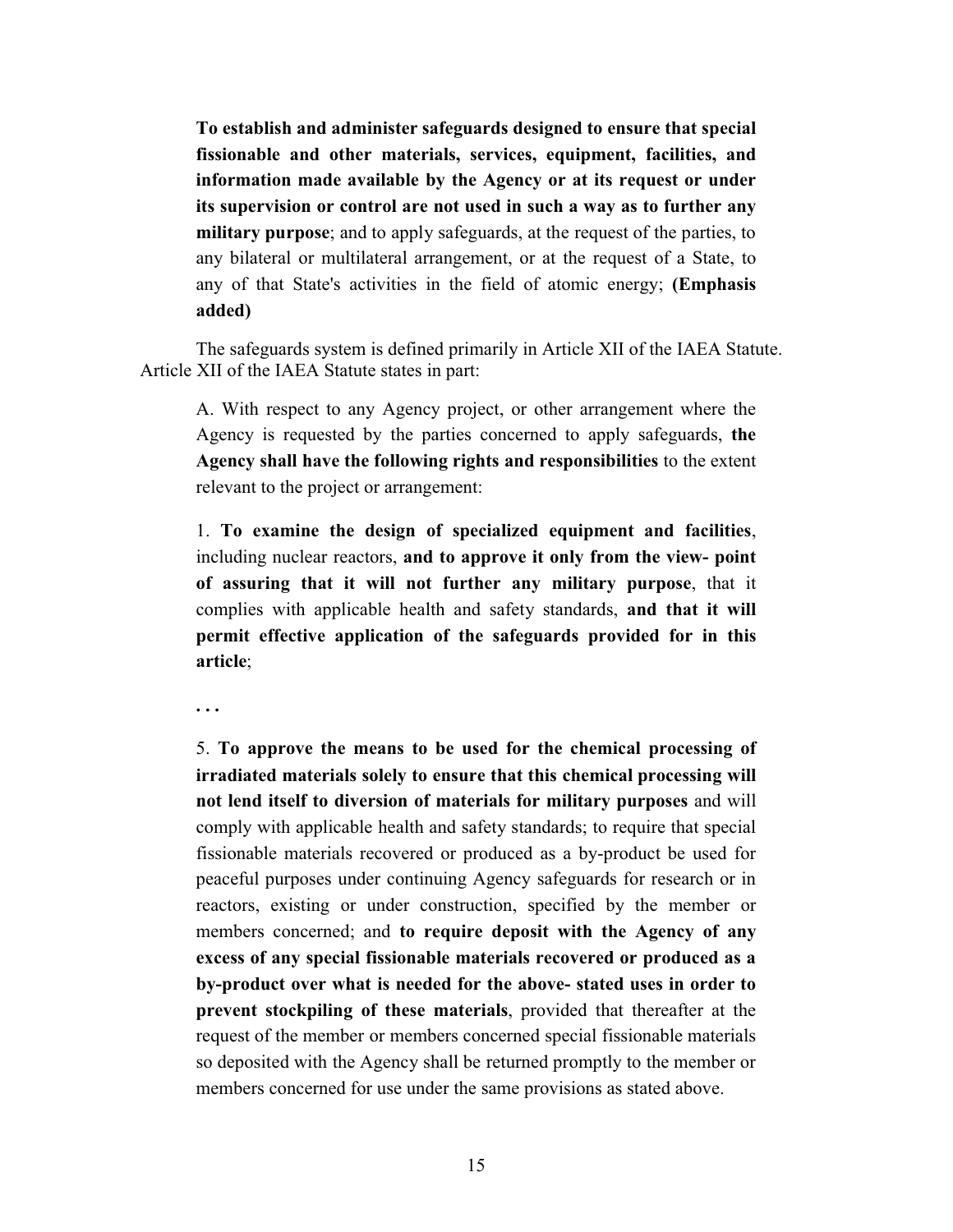> **To establish and administer safeguards designed to ensure that special fissionable and other materials, services, equipment, facilities, and information made available by the Agency or at its request or under its supervision or control are not used in such a way as to further any military purpose**; and to apply safeguards, at the request of the parties, to any bilateral or multilateral arrangement, or at the request of a State, to any of that State's activities in the field of atomic energy; **(Emphasis added)**

The safeguards system is defined primarily in Article XII of the IAEA Statute. Article XII of the IAEA Statute states in part:

> A. With respect to any Agency project, or other arrangement where the Agency is requested by the parties concerned to apply safeguards, **the Agency shall have the following rights and responsibilities** to the extent relevant to the project or arrangement:
>
> 1. **To examine the design of specialized equipment and facilities**, including nuclear reactors, **and to approve it only from the view- point of assuring that it will not further any military purpose**, that it complies with applicable health and safety standards, **and that it will permit effective application of the safeguards provided for in this article**;
>
> **. . .**
>
> 5. **To approve the means to be used for the chemical processing of irradiated materials solely to ensure that this chemical processing will not lend itself to diversion of materials for military purposes** and will comply with applicable health and safety standards; to require that special fissionable materials recovered or produced as a by-product be used for peaceful purposes under continuing Agency safeguards for research or in reactors, existing or under construction, specified by the member or members concerned; and **to require deposit with the Agency of any excess of any special fissionable materials recovered or produced as a by-product over what is needed for the above- stated uses in order to prevent stockpiling of these materials**, provided that thereafter at the request of the member or members concerned special fissionable materials so deposited with the Agency shall be returned promptly to the member or members concerned for use under the same provisions as stated above.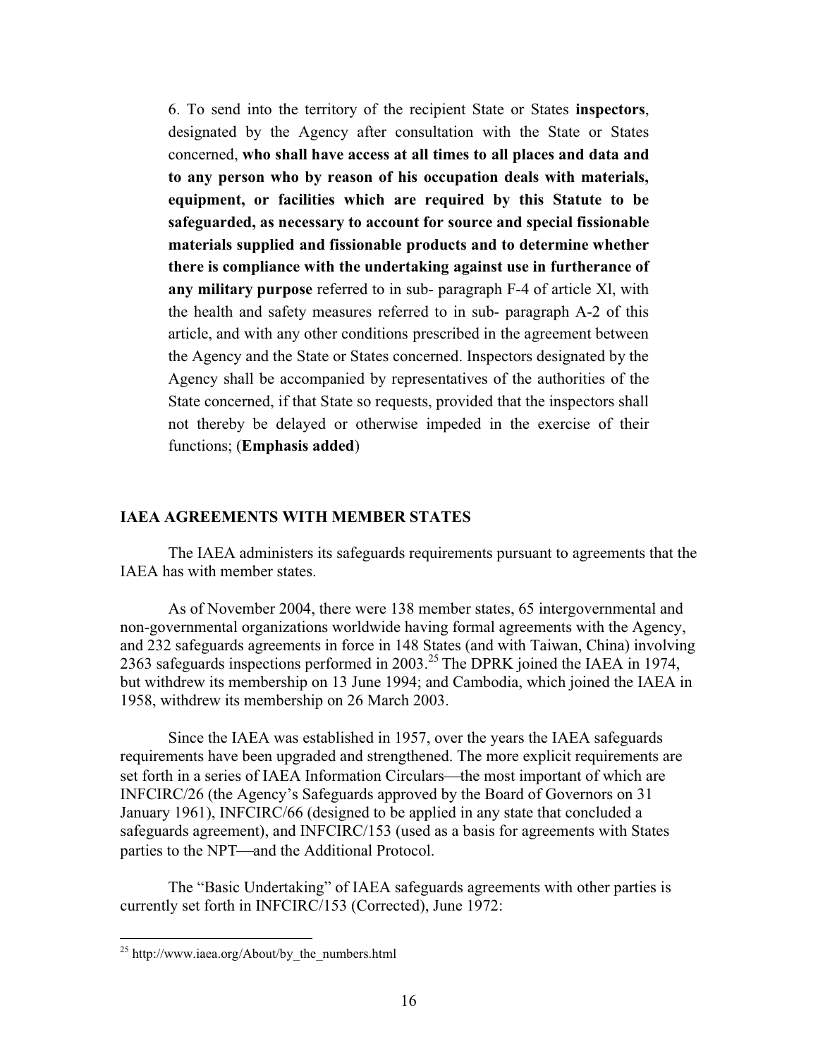6. To send into the territory of the recipient State or States **inspectors**, designated by the Agency after consultation with the State or States concerned, **who shall have access at all times to all places and data and to any person who by reason of his occupation deals with materials, equipment, or facilities which are required by this Statute to be safeguarded, as necessary to account for source and special fissionable materials supplied and fissionable products and to determine whether there is compliance with the undertaking against use in furtherance of any military purpose** referred to in sub- paragraph F-4 of article Xl, with the health and safety measures referred to in sub- paragraph A-2 of this article, and with any other conditions prescribed in the agreement between the Agency and the State or States concerned. Inspectors designated by the Agency shall be accompanied by representatives of the authorities of the State concerned, if that State so requests, provided that the inspectors shall not thereby be delayed or otherwise impeded in the exercise of their functions; (**Emphasis added**)

### IAEA AGREEMENTS WITH MEMBER STATES

The IAEA administers its safeguards requirements pursuant to agreements that the IAEA has with member states.

As of November 2004, there were 138 member states, 65 intergovernmental and non-governmental organizations worldwide having formal agreements with the Agency, and 232 safeguards agreements in force in 148 States (and with Taiwan, China) involving 2363 safeguards inspections performed in 2003.[25] The DPRK joined the IAEA in 1974, but withdrew its membership on 13 June 1994; and Cambodia, which joined the IAEA in 1958, withdrew its membership on 26 March 2003.

Since the IAEA was established in 1957, over the years the IAEA safeguards requirements have been upgraded and strengthened. The more explicit requirements are set forth in a series of IAEA Information Circulars—the most important of which are INFCIRC/26 (the Agency's Safeguards approved by the Board of Governors on 31 January 1961), INFCIRC/66 (designed to be applied in any state that concluded a safeguards agreement), and INFCIRC/153 (used as a basis for agreements with States parties to the NPT—and the Additional Protocol.

The "Basic Undertaking" of IAEA safeguards agreements with other parties is currently set forth in INFCIRC/153 (Corrected), June 1972:

[25] http://www.iaea.org/About/by_the_numbers.html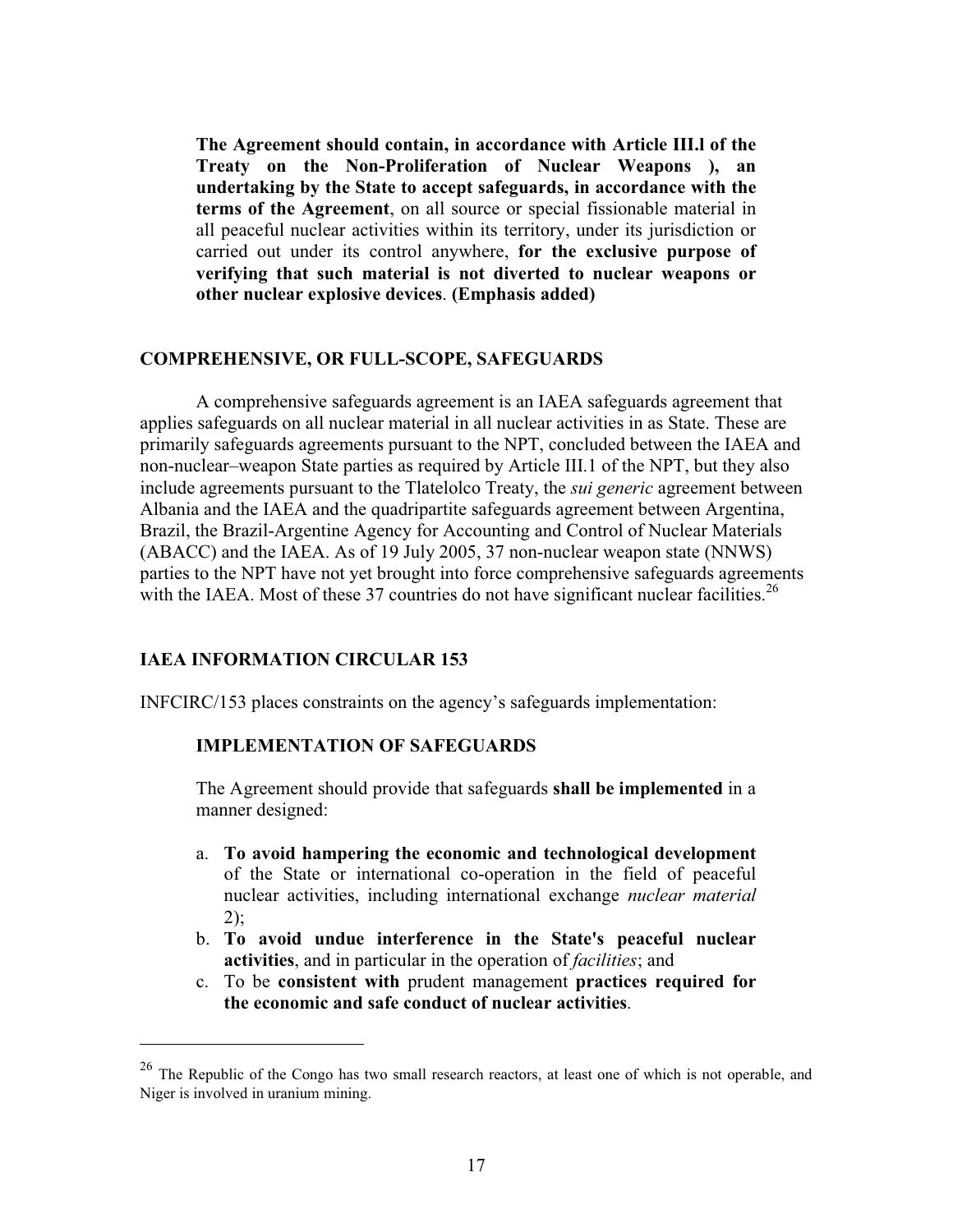**The Agreement should contain, in accordance with Article III.l of the Treaty on the Non-Proliferation of Nuclear Weapons ), an undertaking by the State to accept safeguards, in accordance with the terms of the Agreement**, on all source or special fissionable material in all peaceful nuclear activities within its territory, under its jurisdiction or carried out under its control anywhere, **for the exclusive purpose of verifying that such material is not diverted to nuclear weapons or other nuclear explosive devices**. **(Emphasis added)**

## COMPREHENSIVE, OR FULL-SCOPE, SAFEGUARDS

A comprehensive safeguards agreement is an IAEA safeguards agreement that applies safeguards on all nuclear material in all nuclear activities in as State. These are primarily safeguards agreements pursuant to the NPT, concluded between the IAEA and non-nuclear–weapon State parties as required by Article III.1 of the NPT, but they also include agreements pursuant to the Tlatelolco Treaty, the *sui generic* agreement between Albania and the IAEA and the quadripartite safeguards agreement between Argentina, Brazil, the Brazil-Argentine Agency for Accounting and Control of Nuclear Materials (ABACC) and the IAEA. As of 19 July 2005, 37 non-nuclear weapon state (NNWS) parties to the NPT have not yet brought into force comprehensive safeguards agreements with the IAEA. Most of these 37 countries do not have significant nuclear facilities.[26]

## IAEA INFORMATION CIRCULAR 153

INFCIRC/153 places constraints on the agency's safeguards implementation:

**IMPLEMENTATION OF SAFEGUARDS**

The Agreement should provide that safeguards **shall be implemented** in a manner designed:

a. **To avoid hampering the economic and technological development** of the State or international co-operation in the field of peaceful nuclear activities, including international exchange *nuclear material* 2);
b. **To avoid undue interference in the State's peaceful nuclear activities**, and in particular in the operation of *facilities*; and
c. To be **consistent with** prudent management **practices required for the economic and safe conduct of nuclear activities**.

---

[26] The Republic of the Congo has two small research reactors, at least one of which is not operable, and Niger is involved in uranium mining.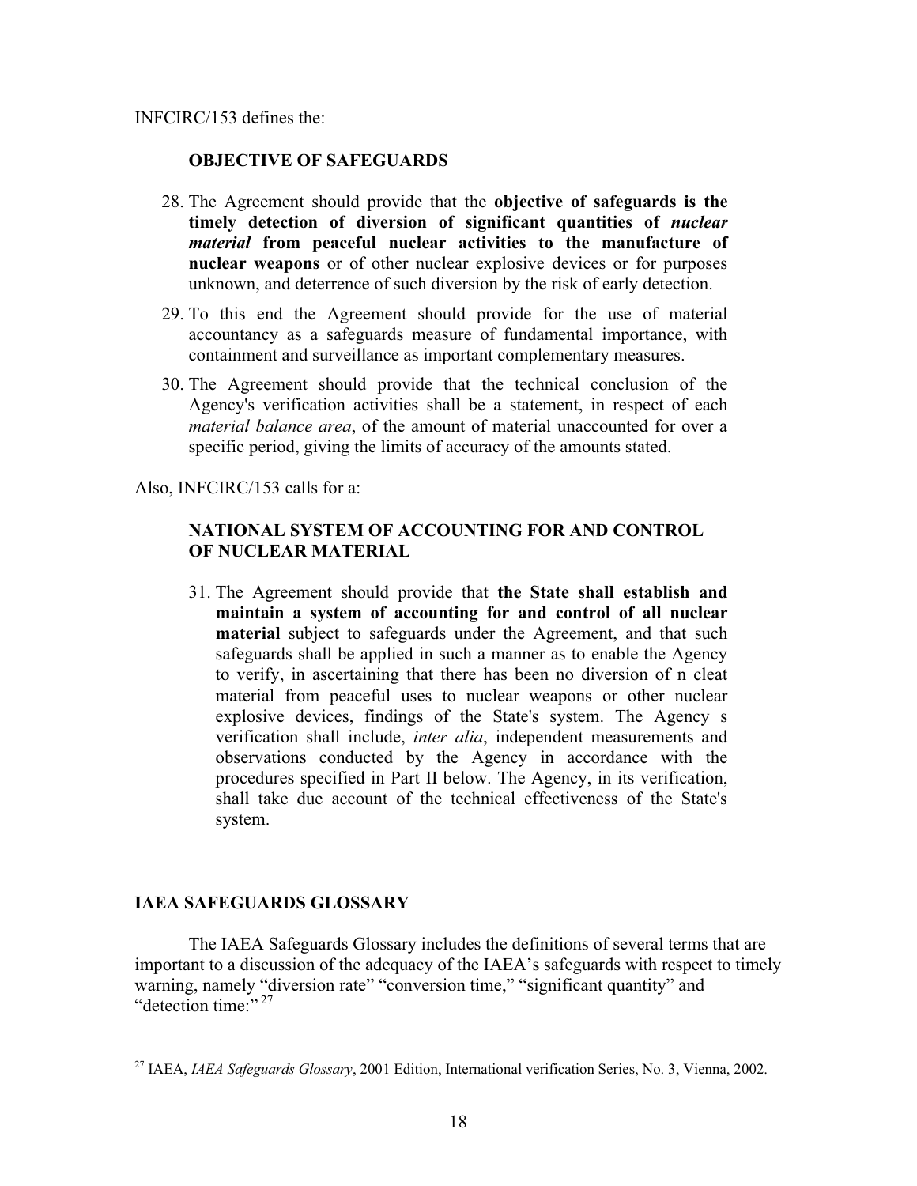INFCIRC/153 defines the:

**OBJECTIVE OF SAFEGUARDS**

28. The Agreement should provide that the **objective of safeguards is the timely detection of diversion of significant quantities of *nuclear material* from peaceful nuclear activities to the manufacture of nuclear weapons** or of other nuclear explosive devices or for purposes unknown, and deterrence of such diversion by the risk of early detection.
29. To this end the Agreement should provide for the use of material accountancy as a safeguards measure of fundamental importance, with containment and surveillance as important complementary measures.
30. The Agreement should provide that the technical conclusion of the Agency's verification activities shall be a statement, in respect of each *material balance area*, of the amount of material unaccounted for over a specific period, giving the limits of accuracy of the amounts stated.

Also, INFCIRC/153 calls for a:

**NATIONAL SYSTEM OF ACCOUNTING FOR AND CONTROL OF NUCLEAR MATERIAL**

31. The Agreement should provide that **the State shall establish and maintain a system of accounting for and control of all nuclear material** subject to safeguards under the Agreement, and that such safeguards shall be applied in such a manner as to enable the Agency to verify, in ascertaining that there has been no diversion of n cleat material from peaceful uses to nuclear weapons or other nuclear explosive devices, findings of the State's system. The Agency s verification shall include, *inter alia*, independent measurements and observations conducted by the Agency in accordance with the procedures specified in Part II below. The Agency, in its verification, shall take due account of the technical effectiveness of the State's system.

## IAEA SAFEGUARDS GLOSSARY

The IAEA Safeguards Glossary includes the definitions of several terms that are important to a discussion of the adequacy of the IAEA's safeguards with respect to timely warning, namely "diversion rate" "conversion time," "significant quantity" and "detection time:"[27]

[27] IAEA, *IAEA Safeguards Glossary*, 2001 Edition, International verification Series, No. 3, Vienna, 2002.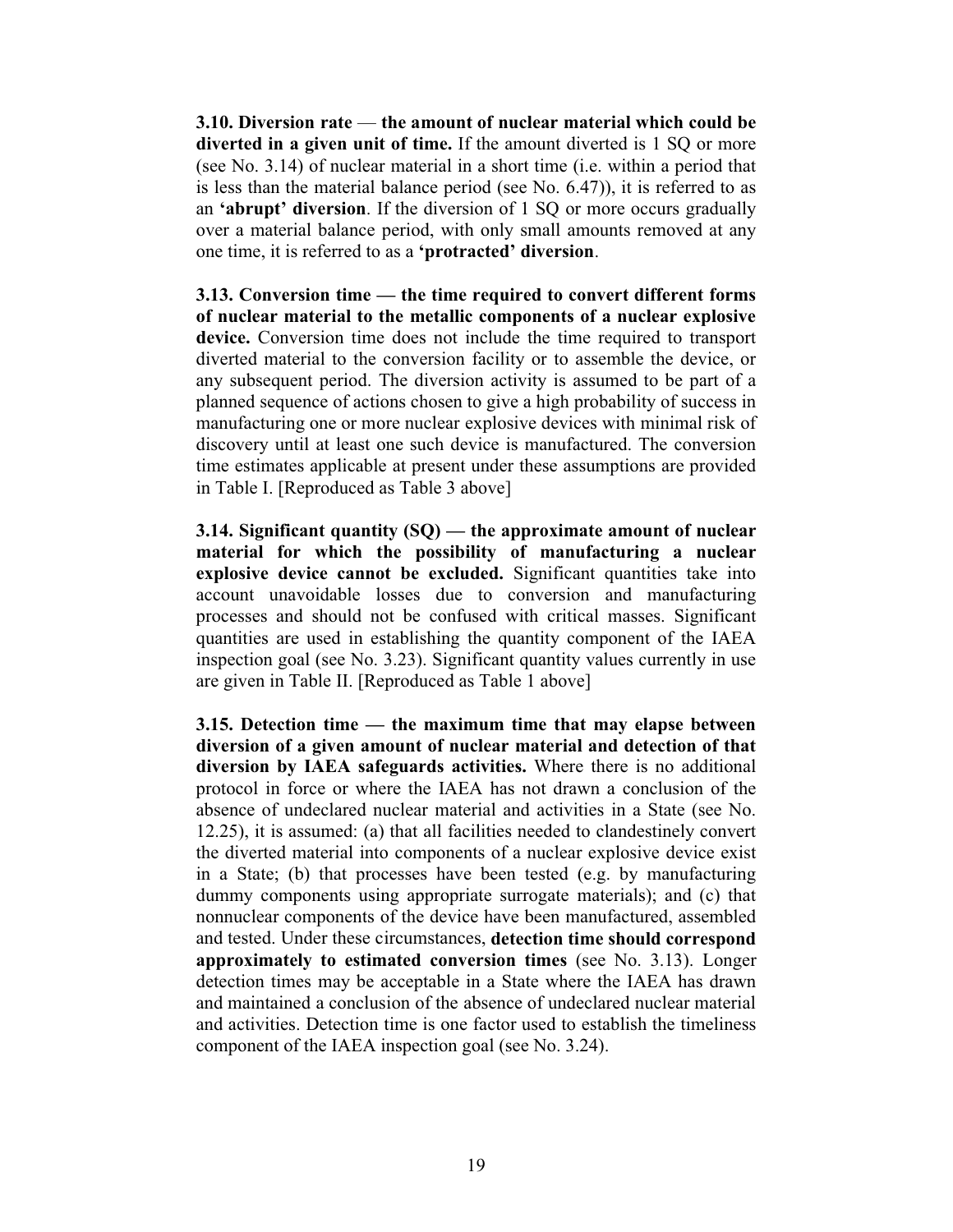**3.10. Diversion rate** — **the amount of nuclear material which could be diverted in a given unit of time.** If the amount diverted is 1 SQ or more (see No. 3.14) of nuclear material in a short time (i.e. within a period that is less than the material balance period (see No. 6.47)), it is referred to as an **'abrupt' diversion**. If the diversion of 1 SQ or more occurs gradually over a material balance period, with only small amounts removed at any one time, it is referred to as a **'protracted' diversion**.

**3.13. Conversion time — the time required to convert different forms of nuclear material to the metallic components of a nuclear explosive device.** Conversion time does not include the time required to transport diverted material to the conversion facility or to assemble the device, or any subsequent period. The diversion activity is assumed to be part of a planned sequence of actions chosen to give a high probability of success in manufacturing one or more nuclear explosive devices with minimal risk of discovery until at least one such device is manufactured. The conversion time estimates applicable at present under these assumptions are provided in Table I. [Reproduced as Table 3 above]

**3.14. Significant quantity (SQ) — the approximate amount of nuclear material for which the possibility of manufacturing a nuclear explosive device cannot be excluded.** Significant quantities take into account unavoidable losses due to conversion and manufacturing processes and should not be confused with critical masses. Significant quantities are used in establishing the quantity component of the IAEA inspection goal (see No. 3.23). Significant quantity values currently in use are given in Table II. [Reproduced as Table 1 above]

**3.15. Detection time — the maximum time that may elapse between diversion of a given amount of nuclear material and detection of that diversion by IAEA safeguards activities.** Where there is no additional protocol in force or where the IAEA has not drawn a conclusion of the absence of undeclared nuclear material and activities in a State (see No. 12.25), it is assumed: (a) that all facilities needed to clandestinely convert the diverted material into components of a nuclear explosive device exist in a State; (b) that processes have been tested (e.g. by manufacturing dummy components using appropriate surrogate materials); and (c) that nonnuclear components of the device have been manufactured, assembled and tested. Under these circumstances, **detection time should correspond approximately to estimated conversion times** (see No. 3.13). Longer detection times may be acceptable in a State where the IAEA has drawn and maintained a conclusion of the absence of undeclared nuclear material and activities. Detection time is one factor used to establish the timeliness component of the IAEA inspection goal (see No. 3.24).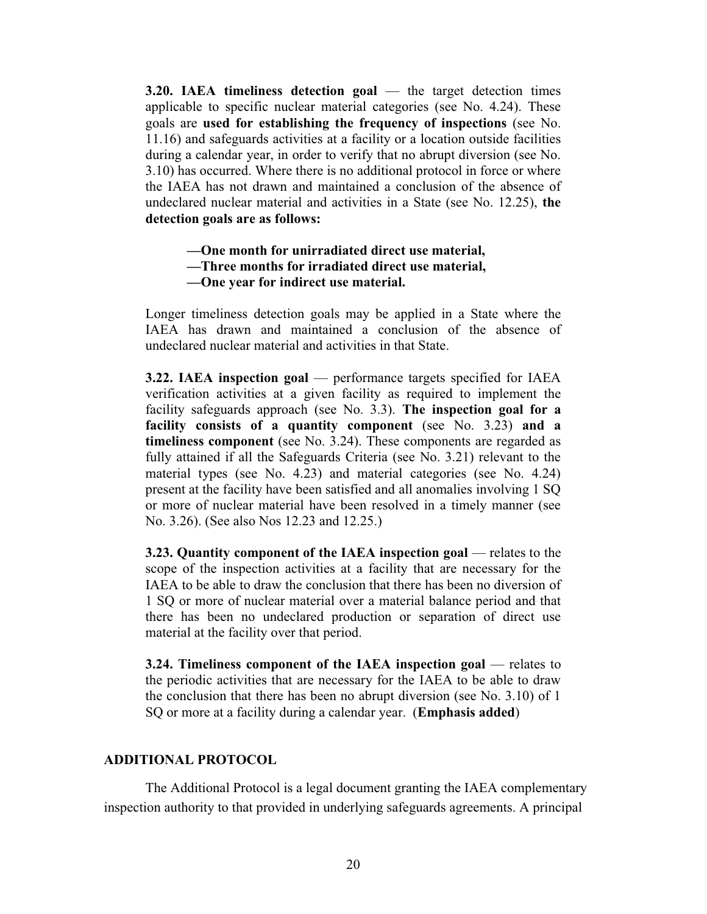**3.20. IAEA timeliness detection goal** — the target detection times applicable to specific nuclear material categories (see No. 4.24). These goals are **used for establishing the frequency of inspections** (see No. 11.16) and safeguards activities at a facility or a location outside facilities during a calendar year, in order to verify that no abrupt diversion (see No. 3.10) has occurred. Where there is no additional protocol in force or where the IAEA has not drawn and maintained a conclusion of the absence of undeclared nuclear material and activities in a State (see No. 12.25), **the detection goals are as follows:**

> **—One month for unirradiated direct use material,**
> **—Three months for irradiated direct use material,**
> **—One year for indirect use material.**

Longer timeliness detection goals may be applied in a State where the IAEA has drawn and maintained a conclusion of the absence of undeclared nuclear material and activities in that State.

**3.22. IAEA inspection goal** — performance targets specified for IAEA verification activities at a given facility as required to implement the facility safeguards approach (see No. 3.3). **The inspection goal for a facility consists of a quantity component** (see No. 3.23) **and a timeliness component** (see No. 3.24). These components are regarded as fully attained if all the Safeguards Criteria (see No. 3.21) relevant to the material types (see No. 4.23) and material categories (see No. 4.24) present at the facility have been satisfied and all anomalies involving 1 SQ or more of nuclear material have been resolved in a timely manner (see No. 3.26). (See also Nos 12.23 and 12.25.)

**3.23. Quantity component of the IAEA inspection goal** — relates to the scope of the inspection activities at a facility that are necessary for the IAEA to be able to draw the conclusion that there has been no diversion of 1 SQ or more of nuclear material over a material balance period and that there has been no undeclared production or separation of direct use material at the facility over that period.

**3.24. Timeliness component of the IAEA inspection goal** — relates to the periodic activities that are necessary for the IAEA to be able to draw the conclusion that there has been no abrupt diversion (see No. 3.10) of 1 SQ or more at a facility during a calendar year. (**Emphasis added**)

## ADDITIONAL PROTOCOL

The Additional Protocol is a legal document granting the IAEA complementary inspection authority to that provided in underlying safeguards agreements. A principal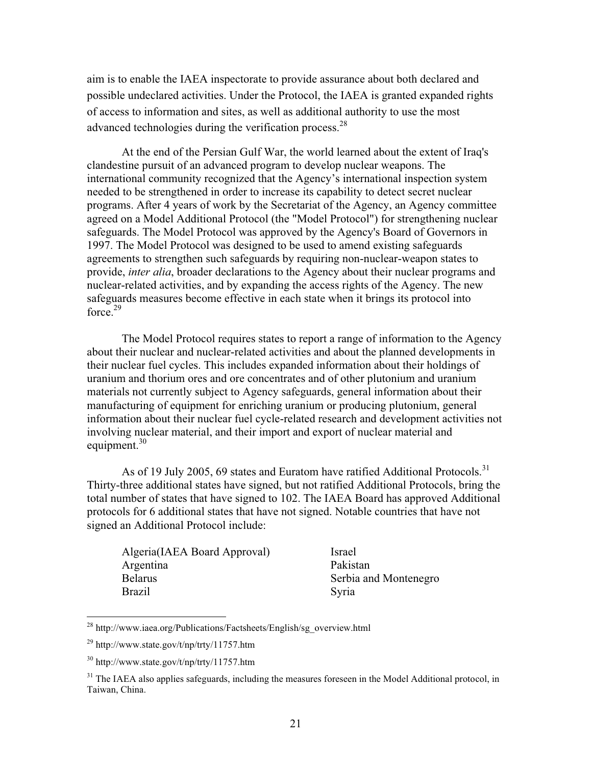aim is to enable the IAEA inspectorate to provide assurance about both declared and possible undeclared activities. Under the Protocol, the IAEA is granted expanded rights of access to information and sites, as well as additional authority to use the most advanced technologies during the verification process.[28]

At the end of the Persian Gulf War, the world learned about the extent of Iraq's clandestine pursuit of an advanced program to develop nuclear weapons. The international community recognized that the Agency's international inspection system needed to be strengthened in order to increase its capability to detect secret nuclear programs. After 4 years of work by the Secretariat of the Agency, an Agency committee agreed on a Model Additional Protocol (the "Model Protocol") for strengthening nuclear safeguards. The Model Protocol was approved by the Agency's Board of Governors in 1997. The Model Protocol was designed to be used to amend existing safeguards agreements to strengthen such safeguards by requiring non-nuclear-weapon states to provide, *inter alia*, broader declarations to the Agency about their nuclear programs and nuclear-related activities, and by expanding the access rights of the Agency. The new safeguards measures become effective in each state when it brings its protocol into force.[29]

The Model Protocol requires states to report a range of information to the Agency about their nuclear and nuclear-related activities and about the planned developments in their nuclear fuel cycles. This includes expanded information about their holdings of uranium and thorium ores and ore concentrates and of other plutonium and uranium materials not currently subject to Agency safeguards, general information about their manufacturing of equipment for enriching uranium or producing plutonium, general information about their nuclear fuel cycle-related research and development activities not involving nuclear material, and their import and export of nuclear material and equipment.[30]

As of 19 July 2005, 69 states and Euratom have ratified Additional Protocols.[31] Thirty-three additional states have signed, but not ratified Additional Protocols, bring the total number of states that have signed to 102. The IAEA Board has approved Additional protocols for 6 additional states that have not signed. Notable countries that have not signed an Additional Protocol include:

- Algeria(IAEA Board Approval)
- Argentina
- Belarus
- Brazil
- Israel
- Pakistan
- Serbia and Montenegro
- Syria

---

[28] http://www.iaea.org/Publications/Factsheets/English/sg_overview.html

[29] http://www.state.gov/t/np/trty/11757.htm

[30] http://www.state.gov/t/np/trty/11757.htm

[31] The IAEA also applies safeguards, including the measures foreseen in the Model Additional protocol, in Taiwan, China.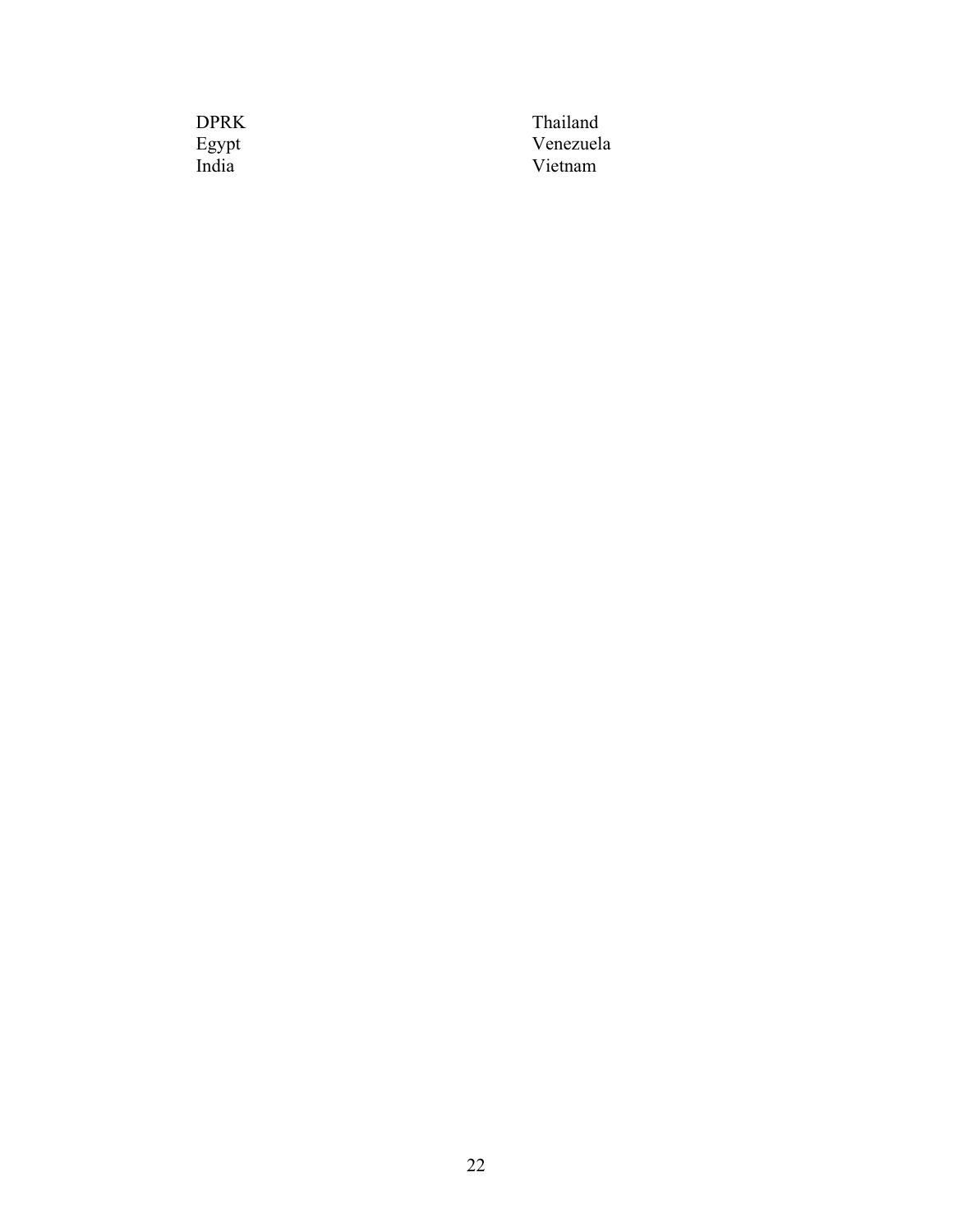DPRK
Egypt
India
Thailand
Venezuela
Vietnam